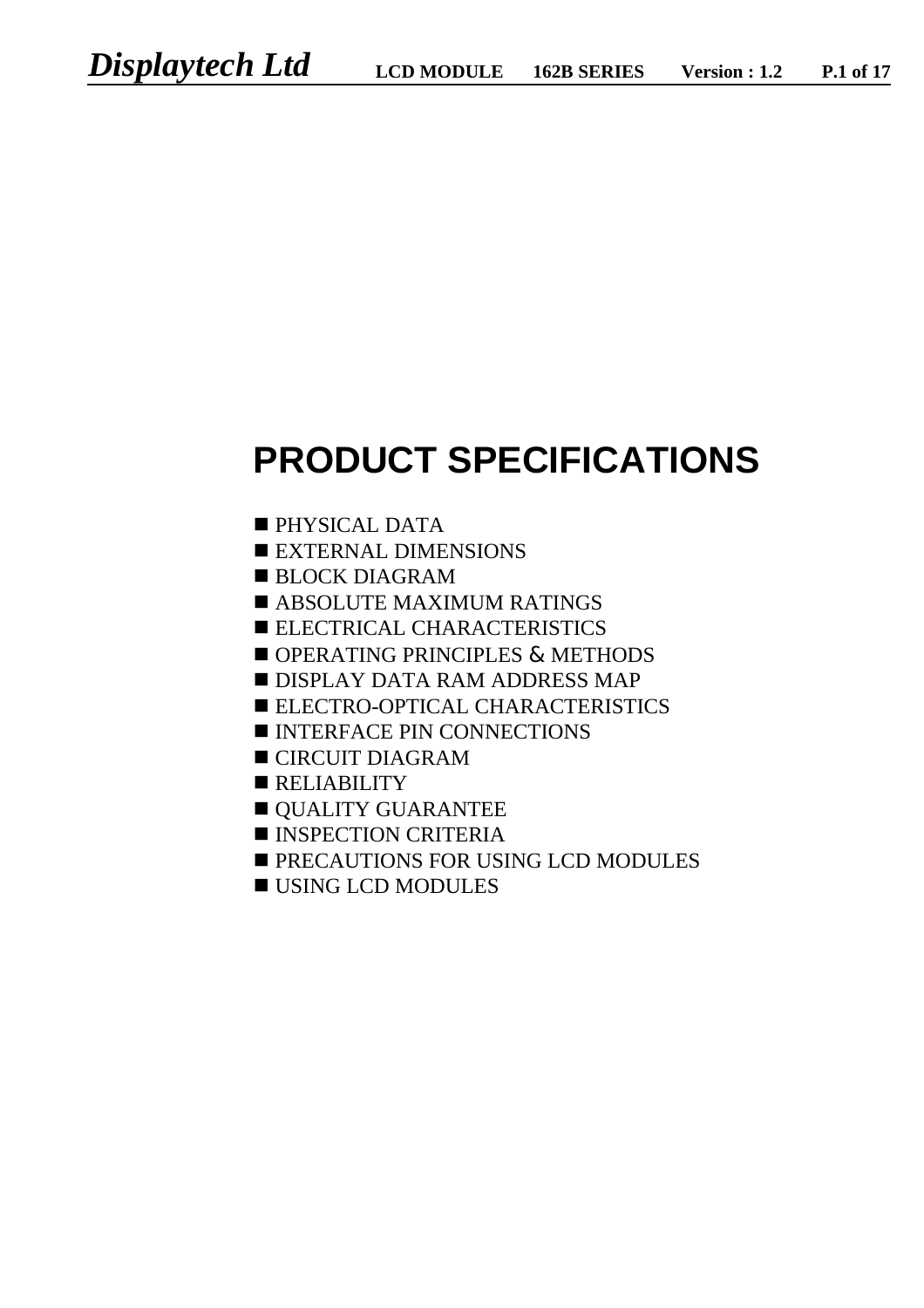# PRODUCT SPECIFICATIONS

- PHYSICAL DATA
- EXTERNAL DIMENSIONS
- BLOCK DIAGRAM
- ABSOLUTE MAXIMUM RATINGS
- ELECTRICAL CHARACTERISTICS
- OPERATING PRINCIPLES & METHODS
- DISPLAY DATA RAM ADDRESS MAP
- ELECTRO-OPTICAL CHARACTERISTICS
- INTERFACE PIN CONNECTIONS
- CIRCUIT DIAGRAM
- RELIABILITY
- QUALITY GUARANTEE
- INSPECTION CRITERIA
- PRECAUTIONS FOR USING LCD MODULES
- USING LCD MODULES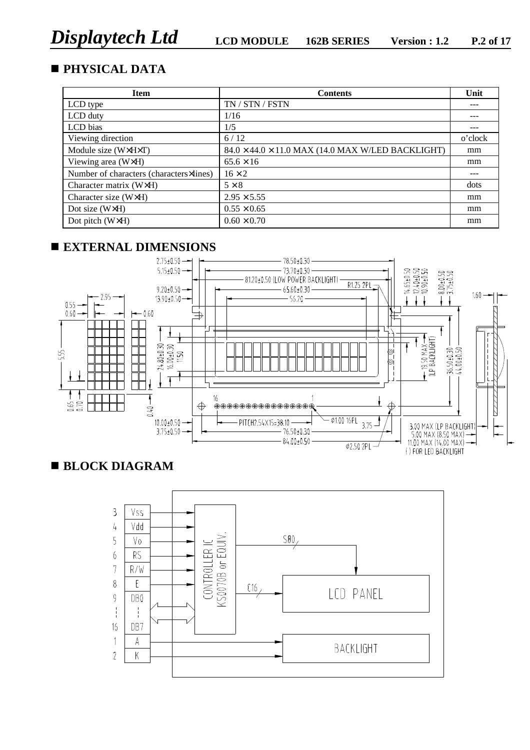## PHYSICAL DATA

| Item | Contents | Unit |
|---|---|---|
| LCD type | TN / STN / FSTN | --- |
| LCD duty | 1/16 | --- |
| LCD bias | 1/5 | --- |
| Viewing direction | 6 / 12 | o'clock |
| Module size (W×H×T) | 84.0 × 44.0 × 11.0 MAX (14.0 MAX W/LED BACKLIGHT) | mm |
| Viewing area (W×H) | 65.6 × 16 | mm |
| Number of characters (characters×lines) | 16 × 2 | --- |
| Character matrix (W×H) | 5 × 8 | dots |
| Character size (W×H) | 2.95 × 5.55 | mm |
| Dot size (W×H) | 0.55 × 0.65 | mm |
| Dot pitch (W×H) | 0.60 × 0.70 | mm |

## EXTERNAL DIMENSIONS

## BLOCK DIAGRAM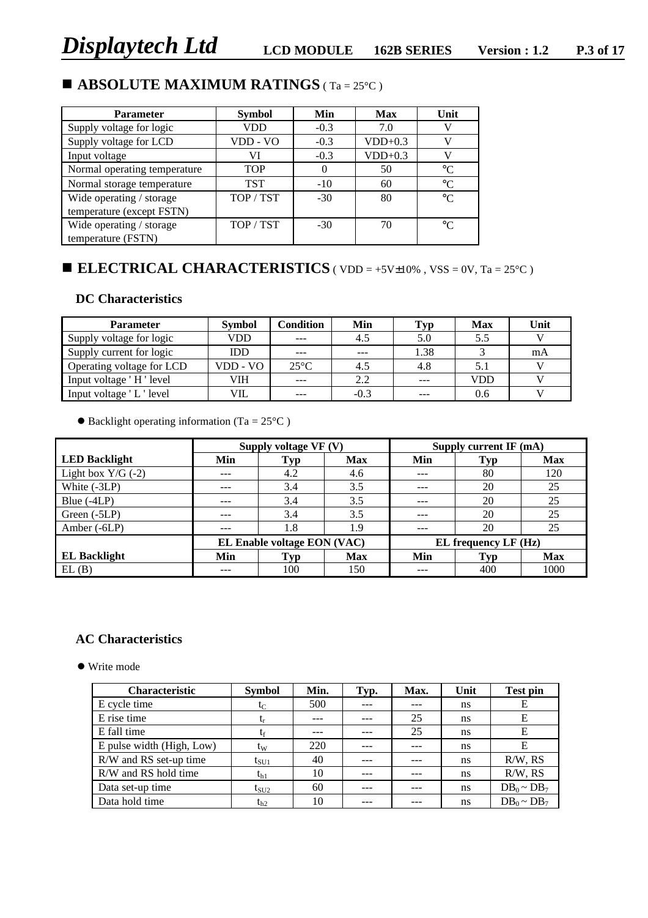## ■ ABSOLUTE MAXIMUM RATINGS ( Ta = 25°C )

| Parameter | Symbol | Min | Max | Unit |
|---|---|---|---|---|
| Supply voltage for logic | VDD | -0.3 | 7.0 | V |
| Supply voltage for LCD | VDD - VO | -0.3 | VDD+0.3 | V |
| Input voltage | VI | -0.3 | VDD+0.3 | V |
| Normal operating temperature | TOP | 0 | 50 | ℃ |
| Normal storage temperature | TST | -10 | 60 | ℃ |
| Wide operating / storage temperature (except FSTN) | TOP / TST | -30 | 80 | ℃ |
| Wide operating / storage temperature (FSTN) | TOP / TST | -30 | 70 | ℃ |

## ■ ELECTRICAL CHARACTERISTICS ( VDD = +5V±10% , VSS = 0V, Ta = 25°C )

### DC Characteristics

| Parameter | Symbol | Condition | Min | Typ | Max | Unit |
|---|---|---|---|---|---|---|
| Supply voltage for logic | VDD | --- | 4.5 | 5.0 | 5.5 | V |
| Supply current for logic | IDD | --- | --- | 1.38 | 3 | mA |
| Operating voltage for LCD | VDD - VO | 25°C | 4.5 | 4.8 | 5.1 | V |
| Input voltage ' H ' level | VIH | --- | 2.2 | --- | VDD | V |
| Input voltage ' L ' level | VIL | --- | -0.3 | --- | 0.6 | V |

● Backlight operating information (Ta = 25°C )

| | Supply voltage VF (V) | | | Supply current IF (mA) | | |
|---|---|---|---|---|---|---|
| **LED Backlight** | **Min** | **Typ** | **Max** | **Min** | **Typ** | **Max** |
| Light box Y/G (-2) | --- | 4.2 | 4.6 | --- | 80 | 120 |
| White (-3LP) | --- | 3.4 | 3.5 | --- | 20 | 25 |
| Blue (-4LP) | --- | 3.4 | 3.5 | --- | 20 | 25 |
| Green (-5LP) | --- | 3.4 | 3.5 | --- | 20 | 25 |
| Amber (-6LP) | --- | 1.8 | 1.9 | --- | 20 | 25 |
| | **EL Enable voltage EON (VAC)** | | | **EL frequency LF (Hz)** | | |
| **EL Backlight** | **Min** | **Typ** | **Max** | **Min** | **Typ** | **Max** |
| EL (B) | --- | 100 | 150 | --- | 400 | 1000 |

### AC Characteristics

● Write mode

| Characteristic | Symbol | Min. | Typ. | Max. | Unit | Test pin |
|---|---|---|---|---|---|---|
| E cycle time | $t_C$ | 500 | --- | --- | ns | E |
| E rise time | $t_r$ | --- | --- | 25 | ns | E |
| E fall time | $t_f$ | --- | --- | 25 | ns | E |
| E pulse width (High, Low) | $t_W$ | 220 | --- | --- | ns | E |
| R/W and RS set-up time | $t_{SU1}$ | 40 | --- | --- | ns | R/W, RS |
| R/W and RS hold time | $t_{h1}$ | 10 | --- | --- | ns | R/W, RS |
| Data set-up time | $t_{SU2}$ | 60 | --- | --- | ns | $DB_0 \sim DB_7$ |
| Data hold time | $t_{h2}$ | 10 | --- | --- | ns | $DB_0 \sim DB_7$ |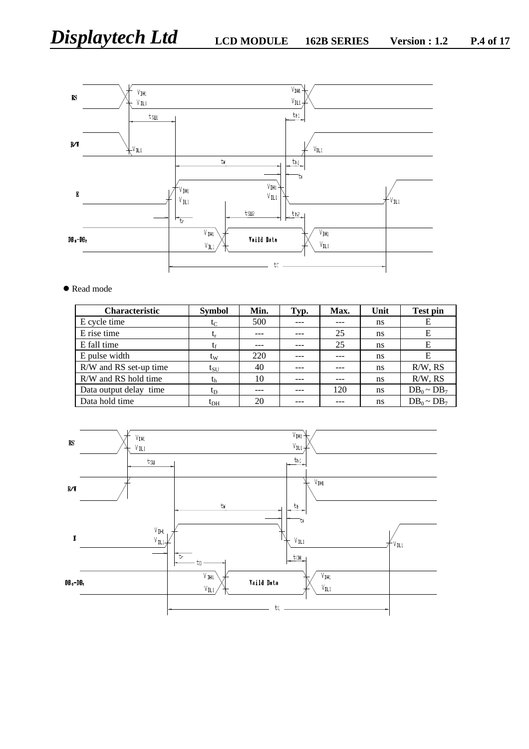- Read mode

| Characteristic | Symbol | Min. | Typ. | Max. | Unit | Test pin |
| --- | --- | --- | --- | --- | --- | --- |
| E cycle time | $t_C$ | 500 | --- | --- | ns | E |
| E rise time | $t_r$ | --- | --- | 25 | ns | E |
| E fall time | $t_f$ | --- | --- | 25 | ns | E |
| E pulse width | $t_W$ | 220 | --- | --- | ns | E |
| R/W and RS set-up time | $t_{SU}$ | 40 | --- | --- | ns | R/W, RS |
| R/W and RS hold time | $t_h$ | 10 | --- | --- | ns | R/W, RS |
| Data output delay time | $t_D$ | --- | --- | 120 | ns | $DB_0 \sim DB_7$ |
| Data hold time | $t_{DH}$ | 20 | --- | --- | ns | $DB_0 \sim DB_7$ |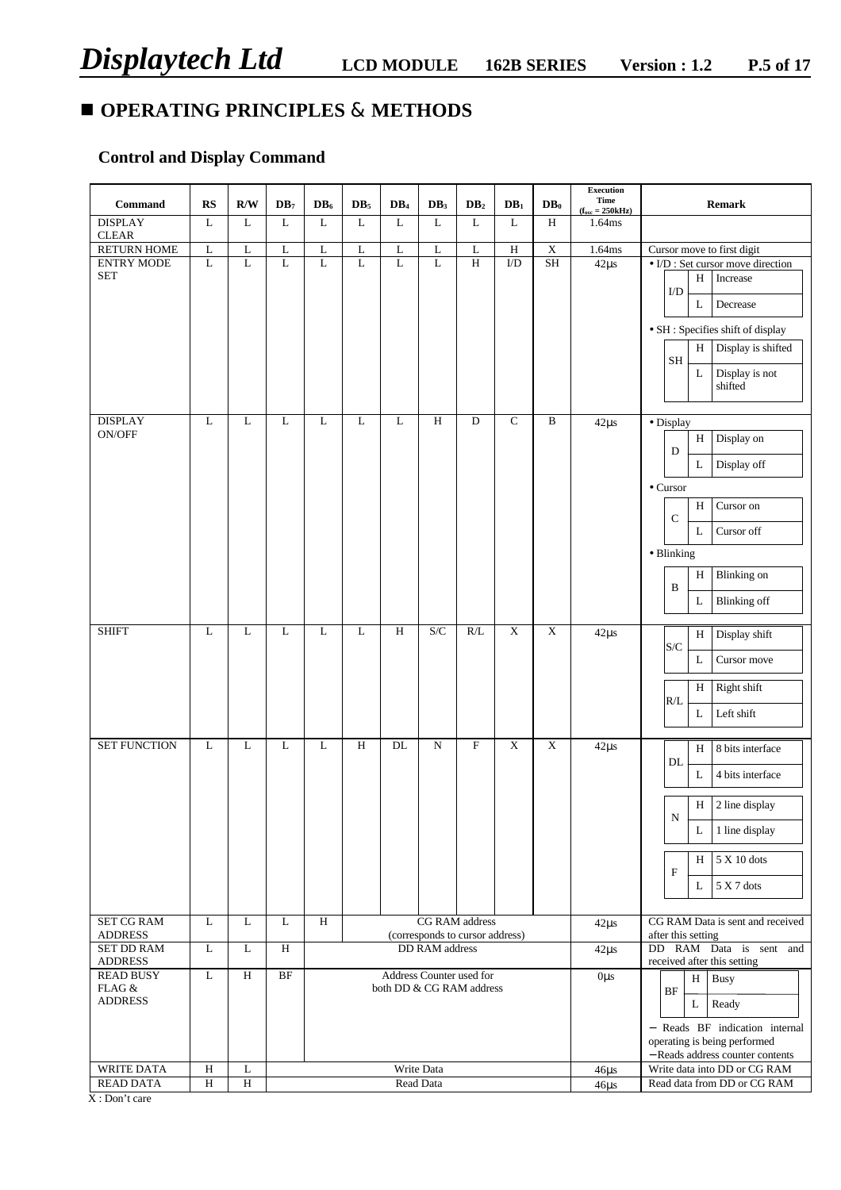## ■ OPERATING PRINCIPLES & METHODS

### Control and Display Command

| Command | RS | R/W | $DB_7$ | $DB_6$ | $DB_5$ | $DB_4$ | $DB_3$ | $DB_2$ | $DB_1$ | $DB_0$ | Execution Time ($f_{osc}$ = 250kHz) | Remark |
|---|---|---|---|---|---|---|---|---|---|---|---|---|
| DISPLAY CLEAR | L | L | L | L | L | L | L | L | L | H | 1.64ms | |
| RETURN HOME | L | L | L | L | L | L | L | L | H | X | 1.64ms | Cursor move to first digit |
| ENTRY MODE SET | L | L | L | L | L | L | L | H | I/D | SH | 42µs | • I/D : Set cursor move direction<br>I/D: H – Increase; L – Decrease<br>• SH : Specifies shift of display<br>SH: H – Display is shifted; L – Display is not shifted |
| DISPLAY ON/OFF | L | L | L | L | L | L | H | D | C | B | 42µs | • Display<br>D: H – Display on; L – Display off<br>• Cursor<br>C: H – Cursor on; L – Cursor off<br>• Blinking<br>B: H – Blinking on; L – Blinking off |
| SHIFT | L | L | L | L | L | H | S/C | R/L | X | X | 42µs | S/C: H – Display shift; L – Cursor move<br>R/L: H – Right shift; L – Left shift |
| SET FUNCTION | L | L | L | L | H | DL | N | F | X | X | 42µs | DL: H – 8 bits interface; L – 4 bits interface<br>N: H – 2 line display; L – 1 line display<br>F: H – 5 X 10 dots; L – 5 X 7 dots |
| SET CG RAM ADDRESS | L | L | L | H | CG RAM address (corresponds to cursor address) | | | | | | 42µs | CG RAM Data is sent and received after this setting |
| SET DD RAM ADDRESS | L | L | H | DD RAM address | | | | | | | 42µs | DD RAM Data is sent and received after this setting |
| READ BUSY FLAG & ADDRESS | L | H | BF | Address Counter used for both DD & CG RAM address | | | | | | | 0µs | BF: H – Busy; L – Ready<br>− Reads BF indication internal operating is being performed<br>−Reads address counter contents |
| WRITE DATA | H | L | Write Data | | | | | | | | 46µs | Write data into DD or CG RAM |
| READ DATA | H | H | Read Data | | | | | | | | 46µs | Read data from DD or CG RAM |

X : Don't care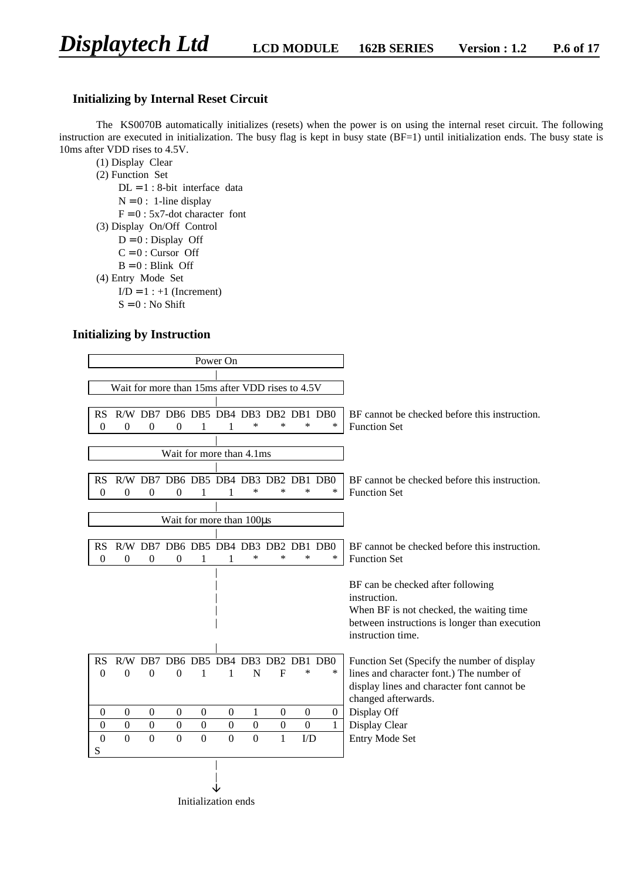## Initializing by Internal Reset Circuit

The KS0070B automatically initializes (resets) when the power is on using the internal reset circuit. The following instruction are executed in initialization. The busy flag is kept in busy state (BF=1) until initialization ends. The busy state is 10ms after VDD rises to 4.5V.

(1) Display Clear
(2) Function Set
  DL = 1 : 8-bit interface data
  N = 0 : 1-line display
  F = 0 : 5x7-dot character font
(3) Display On/Off Control
  D = 0 : Display Off
  C = 0 : Cursor Off
  B = 0 : Blink Off
(4) Entry Mode Set
  I/D = 1 : +1 (Increment)
  S = 0 : No Shift

## Initializing by Instruction

Power On

↓

Wait for more than 15ms after VDD rises to 4.5V

↓

| RS | R/W | DB7 | DB6 | DB5 | DB4 | DB3 | DB2 | DB1 | DB0 | |
|---|---|---|---|---|---|---|---|---|---|---|
| 0 | 0 | 0 | 0 | 1 | 1 | * | * | * | * | BF cannot be checked before this instruction. Function Set |

↓

Wait for more than 4.1ms

↓

| RS | R/W | DB7 | DB6 | DB5 | DB4 | DB3 | DB2 | DB1 | DB0 | |
|---|---|---|---|---|---|---|---|---|---|---|
| 0 | 0 | 0 | 0 | 1 | 1 | * | * | * | * | BF cannot be checked before this instruction. Function Set |

↓

Wait for more than 100μs

↓

| RS | R/W | DB7 | DB6 | DB5 | DB4 | DB3 | DB2 | DB1 | DB0 | |
|---|---|---|---|---|---|---|---|---|---|---|
| 0 | 0 | 0 | 0 | 1 | 1 | * | * | * | * | BF cannot be checked before this instruction. Function Set |

↓

BF can be checked after following instruction.
When BF is not checked, the waiting time between instructions is longer than execution instruction time.

↓

| RS | R/W | DB7 | DB6 | DB5 | DB4 | DB3 | DB2 | DB1 | DB0 | |
|---|---|---|---|---|---|---|---|---|---|---|
| 0 | 0 | 0 | 0 | 1 | 1 | N | F | * | * | Function Set (Specify the number of display lines and character font.) The number of display lines and character font cannot be changed afterwards. |
| 0 | 0 | 0 | 0 | 0 | 0 | 1 | 0 | 0 | 0 | Display Off |
| 0 | 0 | 0 | 0 | 0 | 0 | 0 | 0 | 0 | 1 | Display Clear |
| 0 | 0 | 0 | 0 | 0 | 0 | 0 | 1 | I/D | S | Entry Mode Set |

↓

Initialization ends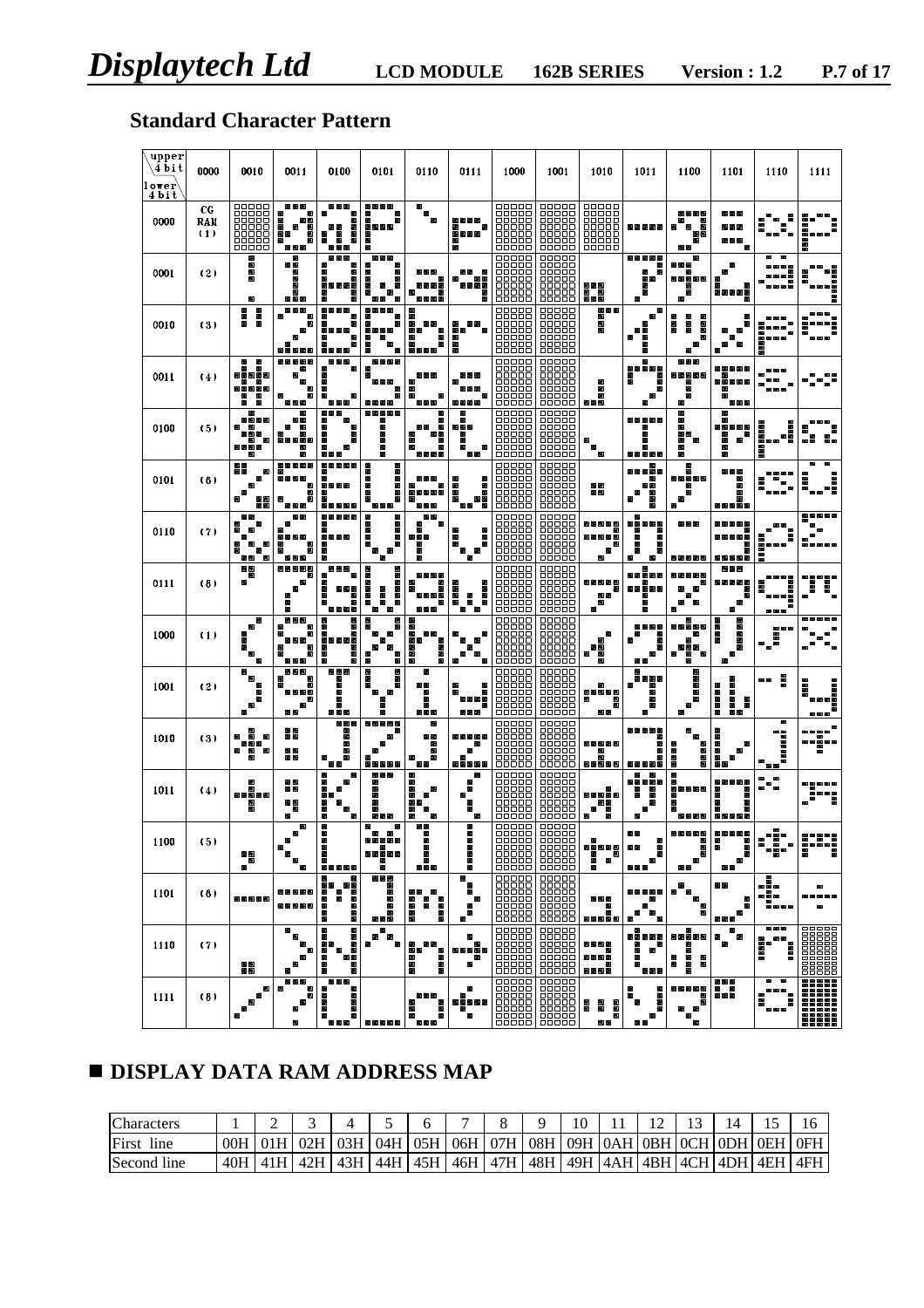## Standard Character Pattern

| upper 4 bit / lower 4 bit | 0000 | 0010 | 0011 | 0100 | 0101 | 0110 | 0111 | 1000 | 1001 | 1010 | 1011 | 1100 | 1101 | 1110 | 1111 |
|---|---|---|---|---|---|---|---|---|---|---|---|---|---|---|---|
| 0000 | CG RAM (1) | | | | | | | | | | | | | | |
| 0001 | (2) | | | | | | | | | | | | | | |
| 0010 | (3) | | | | | | | | | | | | | | |
| 0011 | (4) | | | | | | | | | | | | | | |
| 0100 | (5) | | | | | | | | | | | | | | |
| 0101 | (6) | | | | | | | | | | | | | | |
| 0110 | (7) | | | | | | | | | | | | | | |
| 0111 | (8) | | | | | | | | | | | | | | |
| 1000 | (1) | | | | | | | | | | | | | | |
| 1001 | (2) | | | | | | | | | | | | | | |
| 1010 | (3) | | | | | | | | | | | | | | |
| 1011 | (4) | | | | | | | | | | | | | | |
| 1100 | (5) | | | | | | | | | | | | | | |
| 1101 | (6) | | | | | | | | | | | | | | |
| 1110 | (7) | | | | | | | | | | | | | | |
| 1111 | (8) | | | | | | | | | | | | | | |

## ■ DISPLAY DATA RAM ADDRESS MAP

| Characters | 1 | 2 | 3 | 4 | 5 | 6 | 7 | 8 | 9 | 10 | 11 | 12 | 13 | 14 | 15 | 16 |
|---|---|---|---|---|---|---|---|---|---|---|---|---|---|---|---|---|
| First line | 00H | 01H | 02H | 03H | 04H | 05H | 06H | 07H | 08H | 09H | 0AH | 0BH | 0CH | 0DH | 0EH | 0FH |
| Second line | 40H | 41H | 42H | 43H | 44H | 45H | 46H | 47H | 48H | 49H | 4AH | 4BH | 4CH | 4DH | 4EH | 4FH |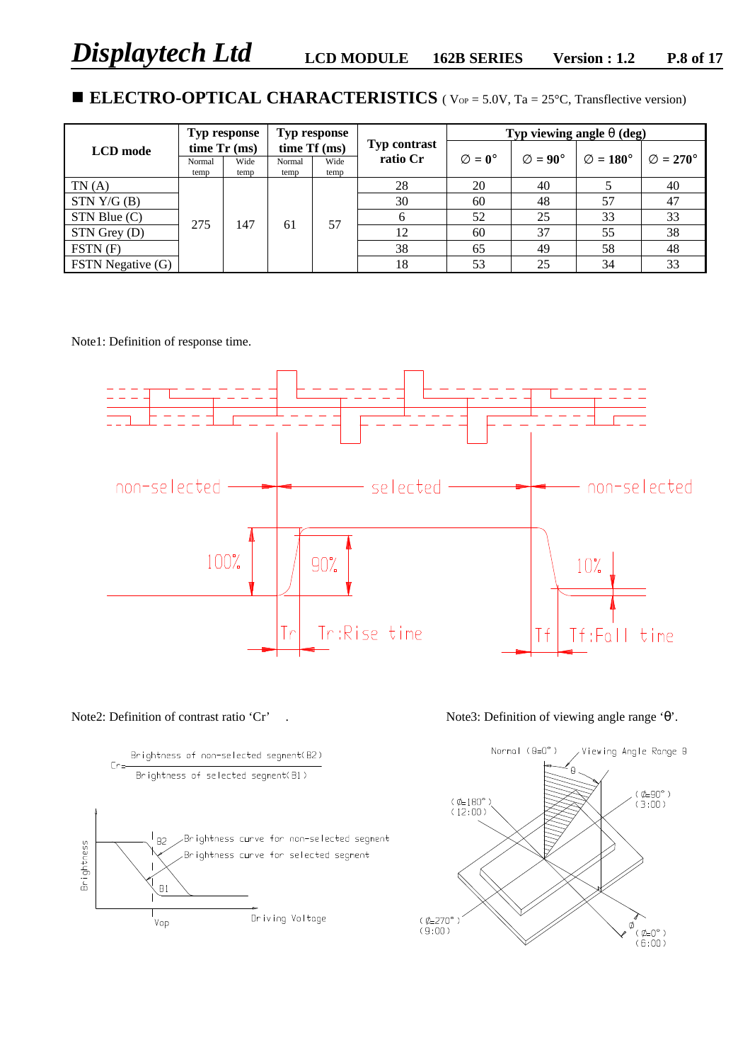## ■ ELECTRO-OPTICAL CHARACTERISTICS ( $V_{OP}$ = 5.0V, Ta = 25°C, Transflective version)

| LCD mode | Typ response time Tr (ms) | | Typ response time Tf (ms) | | Typ contrast ratio Cr | Typ viewing angle θ (deg) | | | |
|---|---|---|---|---|---|---|---|---|---|
| | Normal temp | Wide temp | Normal temp | Wide temp | | ∅ = 0° | ∅ = 90° | ∅ = 180° | ∅ = 270° |
| TN (A) | 275 | 147 | 61 | 57 | 28 | 20 | 40 | 5 | 40 |
| STN Y/G (B) | | | | | 30 | 60 | 48 | 57 | 47 |
| STN Blue (C) | | | | | 6 | 52 | 25 | 33 | 33 |
| STN Grey (D) | | | | | 12 | 60 | 37 | 55 | 38 |
| FSTN (F) | | | | | 38 | 65 | 49 | 58 | 48 |
| FSTN Negative (G) | | | | | 18 | 53 | 25 | 34 | 33 |

Note1: Definition of response time.

non-selected — selected — non-selected

100% 90% 10%

Tr Tr:Rise time Tf Tf:Fall time

Note2: Definition of contrast ratio 'Cr'

$$Cr = \frac{\text{Brightness of non-selected segment(B2)}}{\text{Brightness of selected segment(B1)}}$$

Brightness; B2 Brightness curve for non-selected segment; Brightness curve for selected segment; B1; Vop; Driving Voltage

Note3: Definition of viewing angle range 'θ'.

Normal (θ=0°); Viewing Angle Range θ; (∅=180°) (12:00); (∅=90°) (3:00); (∅=270°) (9:00); ∅ (∅=0°) (6:00)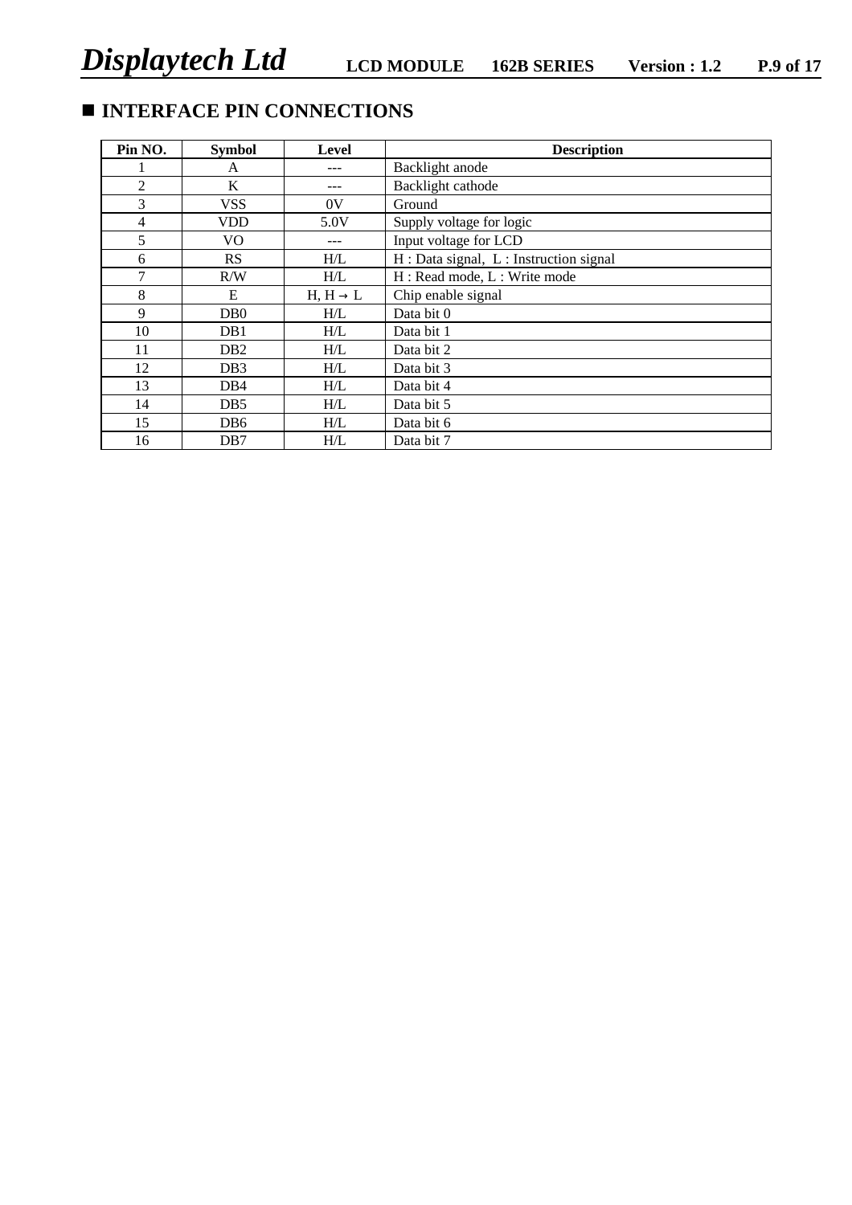## ■ INTERFACE PIN CONNECTIONS

| Pin NO. | Symbol | Level | Description |
|---|---|---|---|
| 1 | A | --- | Backlight anode |
| 2 | K | --- | Backlight cathode |
| 3 | VSS | 0V | Ground |
| 4 | VDD | 5.0V | Supply voltage for logic |
| 5 | VO | --- | Input voltage for LCD |
| 6 | RS | H/L | H : Data signal, L : Instruction signal |
| 7 | R/W | H/L | H : Read mode, L : Write mode |
| 8 | E | H, H → L | Chip enable signal |
| 9 | DB0 | H/L | Data bit 0 |
| 10 | DB1 | H/L | Data bit 1 |
| 11 | DB2 | H/L | Data bit 2 |
| 12 | DB3 | H/L | Data bit 3 |
| 13 | DB4 | H/L | Data bit 4 |
| 14 | DB5 | H/L | Data bit 5 |
| 15 | DB6 | H/L | Data bit 6 |
| 16 | DB7 | H/L | Data bit 7 |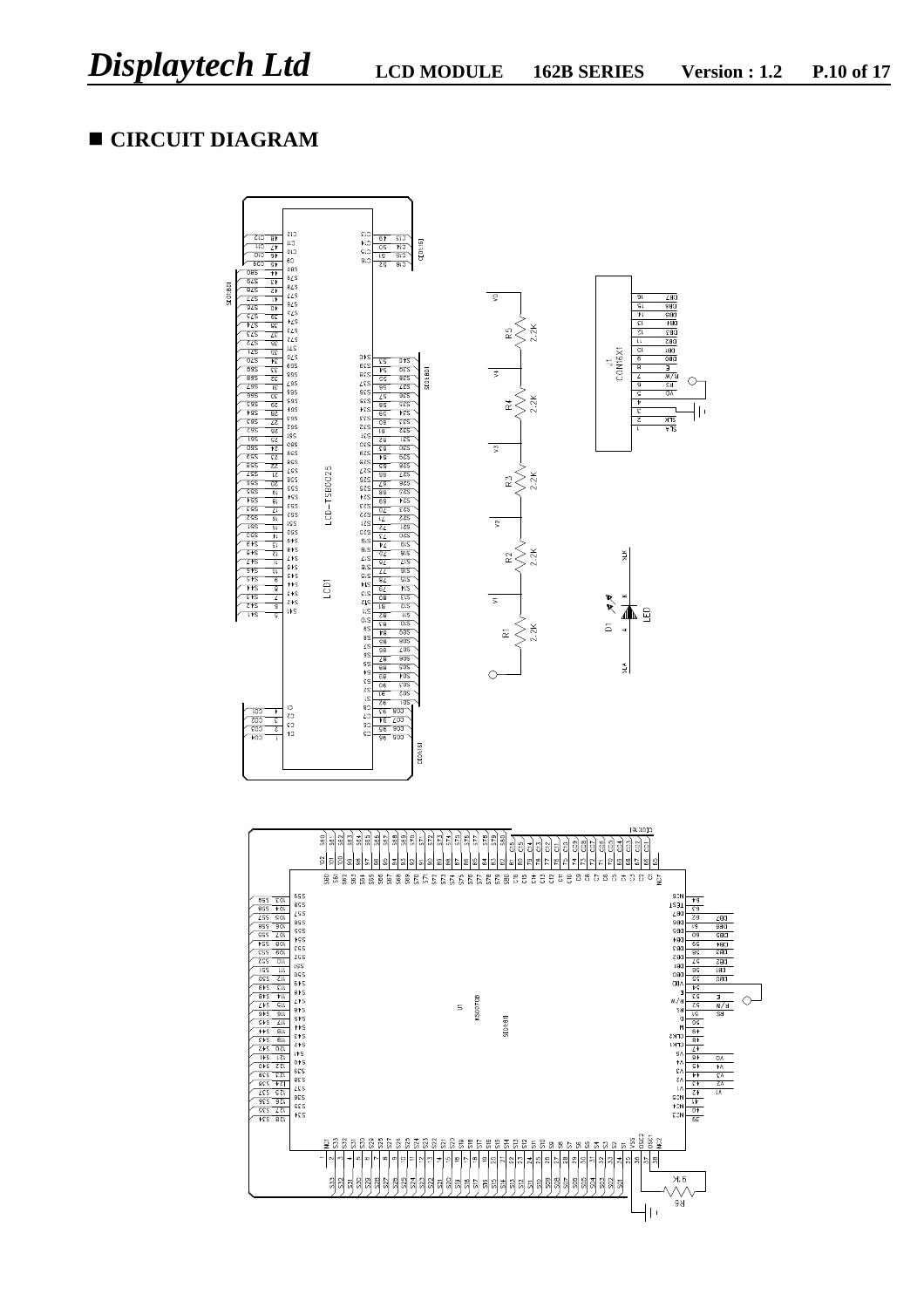## ■ CIRCUIT DIAGRAM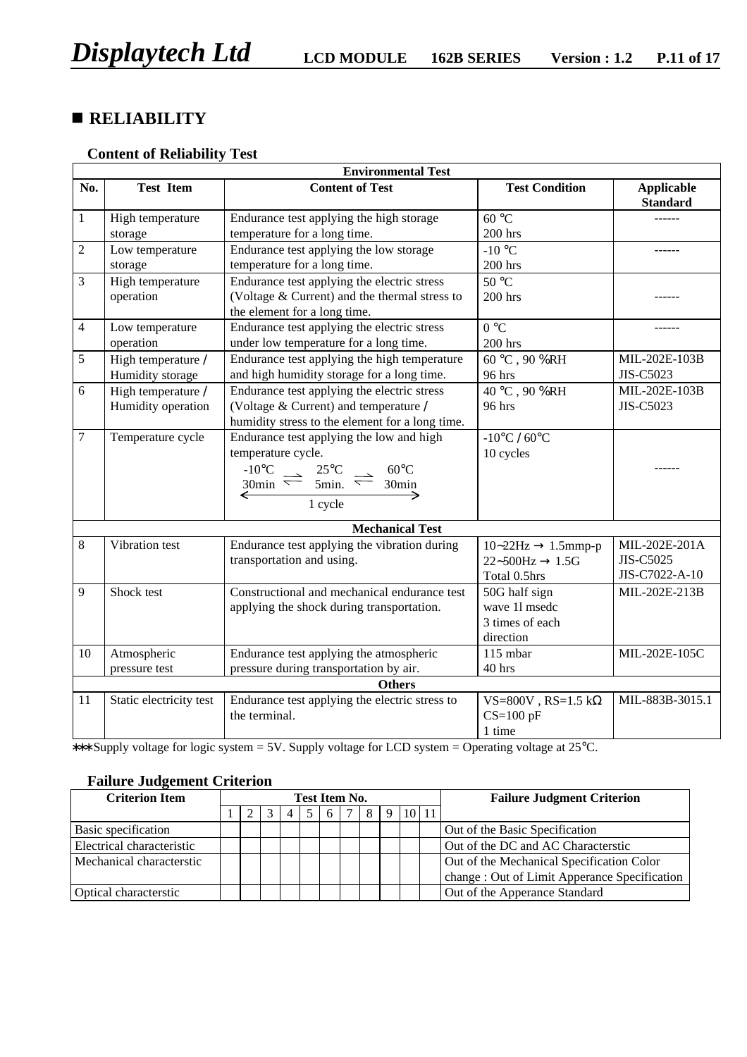## ■ RELIABILITY

### Content of Reliability Test

| No. | Test Item | Content of Test | Test Condition | Applicable Standard |
|---|---|---|---|---|
| **Environmental Test** | | | | |
| 1 | High temperature storage | Endurance test applying the high storage temperature for a long time. | 60 ℃<br>200 hrs | ------ |
| 2 | Low temperature storage | Endurance test applying the low storage temperature for a long time. | -10 ℃<br>200 hrs | ------ |
| 3 | High temperature operation | Endurance test applying the electric stress (Voltage & Current) and the thermal stress to the element for a long time. | 50 ℃<br>200 hrs | ------ |
| 4 | Low temperature operation | Endurance test applying the electric stress under low temperature for a long time. | 0 ℃<br>200 hrs | ------ |
| 5 | High temperature / Humidity storage | Endurance test applying the high temperature and high humidity storage for a long time. | 60 ℃ , 90 %RH<br>96 hrs | MIL-202E-103B<br>JIS-C5023 |
| 6 | High temperature / Humidity operation | Endurance test applying the electric stress (Voltage & Current) and temperature / humidity stress to the element for a long time. | 40 ℃ , 90 %RH<br>96 hrs | MIL-202E-103B<br>JIS-C5023 |
| 7 | Temperature cycle | Endurance test applying the low and high temperature cycle.<br>-10℃ 30min ⇄ 25℃ 5min. ⇄ 60℃ 30min<br>← 1 cycle → | -10℃ / 60℃<br>10 cycles | ------ |
| **Mechanical Test** | | | | |
| 8 | Vibration test | Endurance test applying the vibration during transportation and using. | 10~22Hz → 1.5mmp-p<br>22~500Hz → 1.5G<br>Total 0.5hrs | MIL-202E-201A<br>JIS-C5025<br>JIS-C7022-A-10 |
| 9 | Shock test | Constructional and mechanical endurance test applying the shock during transportation. | 50G half sign wave 1l msedc<br>3 times of each direction | MIL-202E-213B |
| 10 | Atmospheric pressure test | Endurance test applying the atmospheric pressure during transportation by air. | 115 mbar<br>40 hrs | MIL-202E-105C |
| **Others** | | | | |
| 11 | Static electricity test | Endurance test applying the electric stress to the terminal. | VS=800V , RS=1.5 kΩ<br>CS=100 pF<br>1 time | MIL-883B-3015.1 |

***Supply voltage for logic system = 5V. Supply voltage for LCD system = Operating voltage at 25℃.

### Failure Judgement Criterion

| Criterion Item | Test Item No. | | | | | | | | | | | Failure Judgment Criterion |
|---|---|---|---|---|---|---|---|---|---|---|---|---|
| | 1 | 2 | 3 | 4 | 5 | 6 | 7 | 8 | 9 | 10 | 11 | |
| Basic specification | | | | | | | | | | | | Out of the Basic Specification |
| Electrical characteristic | | | | | | | | | | | | Out of the DC and AC Characterstic |
| Mechanical characterstic | | | | | | | | | | | | Out of the Mechanical Specification Color change : Out of Limit Apperance Specification |
| Optical characterstic | | | | | | | | | | | | Out of the Apperance Standard |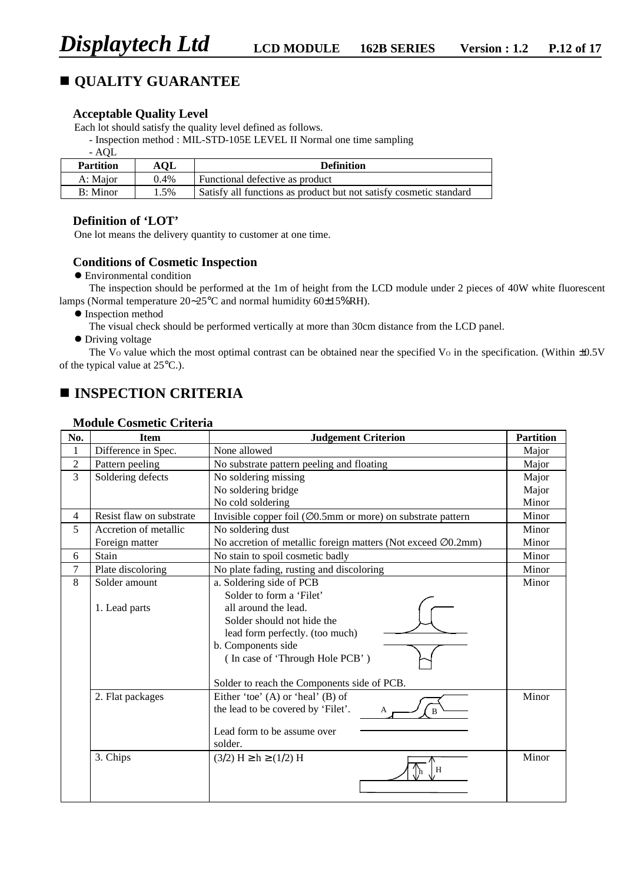## ■ QUALITY GUARANTEE

### Acceptable Quality Level

Each lot should satisfy the quality level defined as follows.

- Inspection method : MIL-STD-105E LEVEL II Normal one time sampling
- AQL

| Partition | AQL | Definition |
|---|---|---|
| A: Major | 0.4% | Functional defective as product |
| B: Minor | 1.5% | Satisfy all functions as product but not satisfy cosmetic standard |

### Definition of ‘LOT’

One lot means the delivery quantity to customer at one time.

### Conditions of Cosmetic Inspection

- Environmental condition

  The inspection should be performed at the 1m of height from the LCD module under 2 pieces of 40W white fluorescent lamps (Normal temperature 20~25°C and normal humidity 60±15%RH).

- Inspection method

  The visual check should be performed vertically at more than 30cm distance from the LCD panel.

- Driving voltage

  The $V_O$ value which the most optimal contrast can be obtained near the specified $V_O$ in the specification. (Within ±0.5V of the typical value at 25°C.).

## ■ INSPECTION CRITERIA

### Module Cosmetic Criteria

| No. | Item | Judgement Criterion | Partition |
|---|---|---|---|
| 1 | Difference in Spec. | None allowed | Major |
| 2 | Pattern peeling | No substrate pattern peeling and floating | Major |
| 3 | Soldering defects | No soldering missing<br>No soldering bridge<br>No cold soldering | Major<br>Major<br>Minor |
| 4 | Resist flaw on substrate | Invisible copper foil (∅0.5mm or more) on substrate pattern | Minor |
| 5 | Accretion of metallic Foreign matter | No soldering dust<br>No accretion of metallic foreign matters (Not exceed ∅0.2mm) | Minor<br>Minor |
| 6 | Stain | No stain to spoil cosmetic badly | Minor |
| 7 | Plate discoloring | No plate fading, rusting and discoloring | Minor |
| 8 | Solder amount<br><br>1. Lead parts | a. Soldering side of PCB<br>Solder to form a ‘Filet’ all around the lead.<br>Solder should not hide the lead form perfectly. (too much)<br>b. Components side<br>( In case of ‘Through Hole PCB’ )<br><br>Solder to reach the Components side of PCB. | Minor |
| | 2. Flat packages | Either ‘toe’ (A) or ‘heal’ (B) of the lead to be covered by ‘Filet’.<br><br>Lead form to be assume over solder. | Minor |
| | 3. Chips | $(3/2)\,H \geq h \geq (1/2)\,H$ | Minor |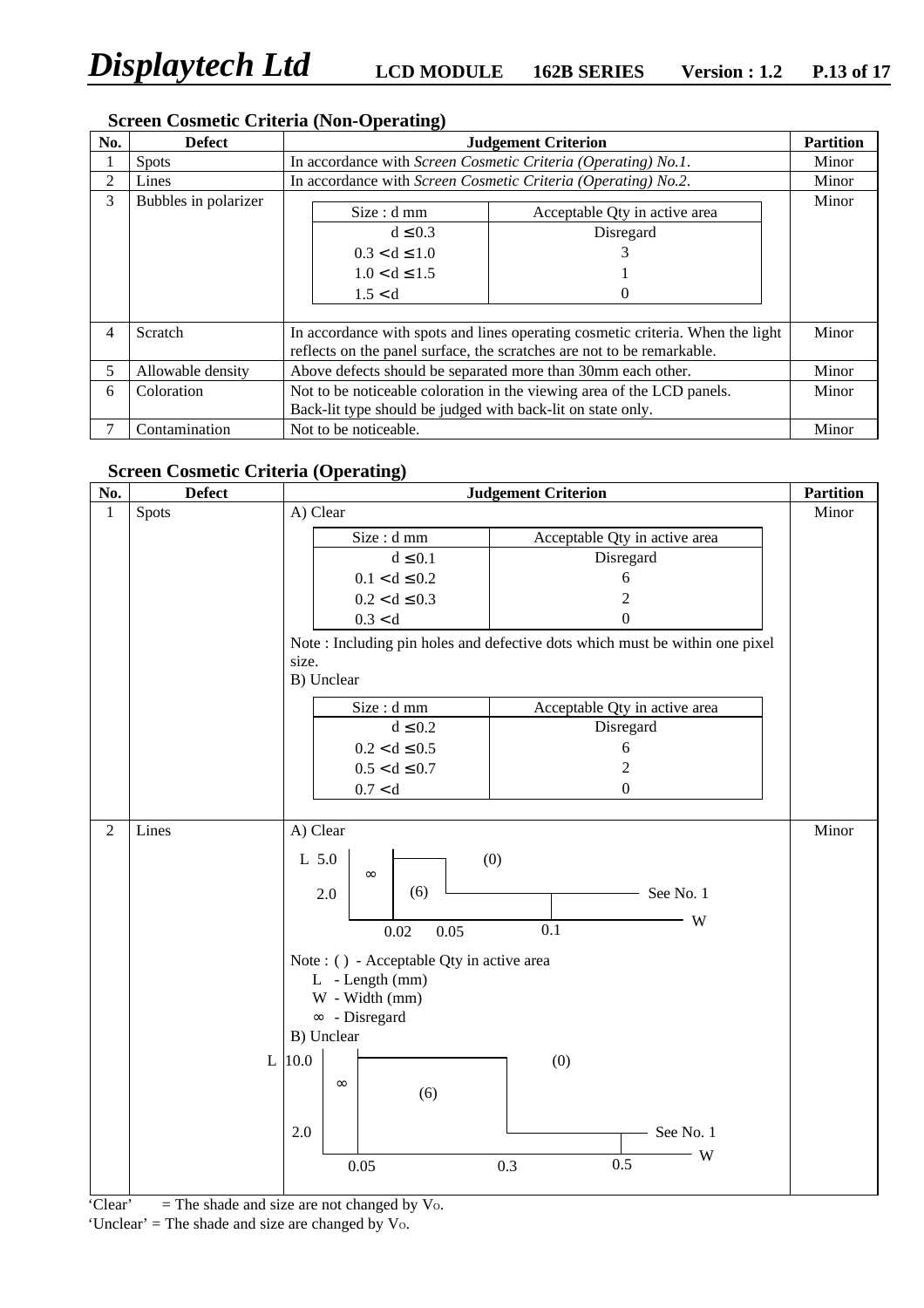### Screen Cosmetic Criteria (Non-Operating)

| No. | Defect | Judgement Criterion | Partition |
|---|---|---|---|
| 1 | Spots | In accordance with *Screen Cosmetic Criteria (Operating) No.1*. | Minor |
| 2 | Lines | In accordance with *Screen Cosmetic Criteria (Operating) No.2*. | Minor |
| 3 | Bubbles in polarizer | Size : d mm / Acceptable Qty in active area:<br>$d \le 0.3$ : Disregard<br>$0.3 < d \le 1.0$ : 3<br>$1.0 < d \le 1.5$ : 1<br>$1.5 < d$ : 0 | Minor |
| 4 | Scratch | In accordance with spots and lines operating cosmetic criteria. When the light reflects on the panel surface, the scratches are not to be remarkable. | Minor |
| 5 | Allowable density | Above defects should be separated more than 30mm each other. | Minor |
| 6 | Coloration | Not to be noticeable coloration in the viewing area of the LCD panels. Back-lit type should be judged with back-lit on state only. | Minor |
| 7 | Contamination | Not to be noticeable. | Minor |

### Screen Cosmetic Criteria (Operating)

| No. | Defect | Judgement Criterion | Partition |
|---|---|---|---|
| 1 | Spots | A) Clear<br>Size : d mm / Acceptable Qty in active area:<br>$d \le 0.1$ : Disregard<br>$0.1 < d \le 0.2$ : 6<br>$0.2 < d \le 0.3$ : 2<br>$0.3 < d$ : 0<br>Note : Including pin holes and defective dots which must be within one pixel size.<br>B) Unclear<br>Size : d mm / Acceptable Qty in active area:<br>$d \le 0.2$ : Disregard<br>$0.2 < d \le 0.5$ : 6<br>$0.5 < d \le 0.7$ : 2<br>$0.7 < d$ : 0 | Minor |
| 2 | Lines | A) Clear<br>(Chart: L axis 5.0, 2.0; W axis 0.02, 0.05, 0.1; regions: ∞ for W ≤ 0.02; (6) for 0.02 < W ≤ 0.05, L ≤ 5.0; (6) for 0.05 < W ≤ 0.1, L ≤ 2.0; (0) above; See No. 1 for W > 0.1)<br>Note : ( ) - Acceptable Qty in active area<br>L - Length (mm)<br>W - Width (mm)<br>∞ - Disregard<br>B) Unclear<br>(Chart: L axis 10.0, 2.0; W axis 0.05, 0.3, 0.5; regions: ∞ for W ≤ 0.05; (6) for 0.05 < W ≤ 0.3, L ≤ 10.0; (6) for 0.3 < W ≤ 0.5, L ≤ 2.0; (0) above; See No. 1 for W > 0.5) | Minor |

'Clear' = The shade and size are not changed by $V_O$.
'Unclear' = The shade and size are changed by $V_O$.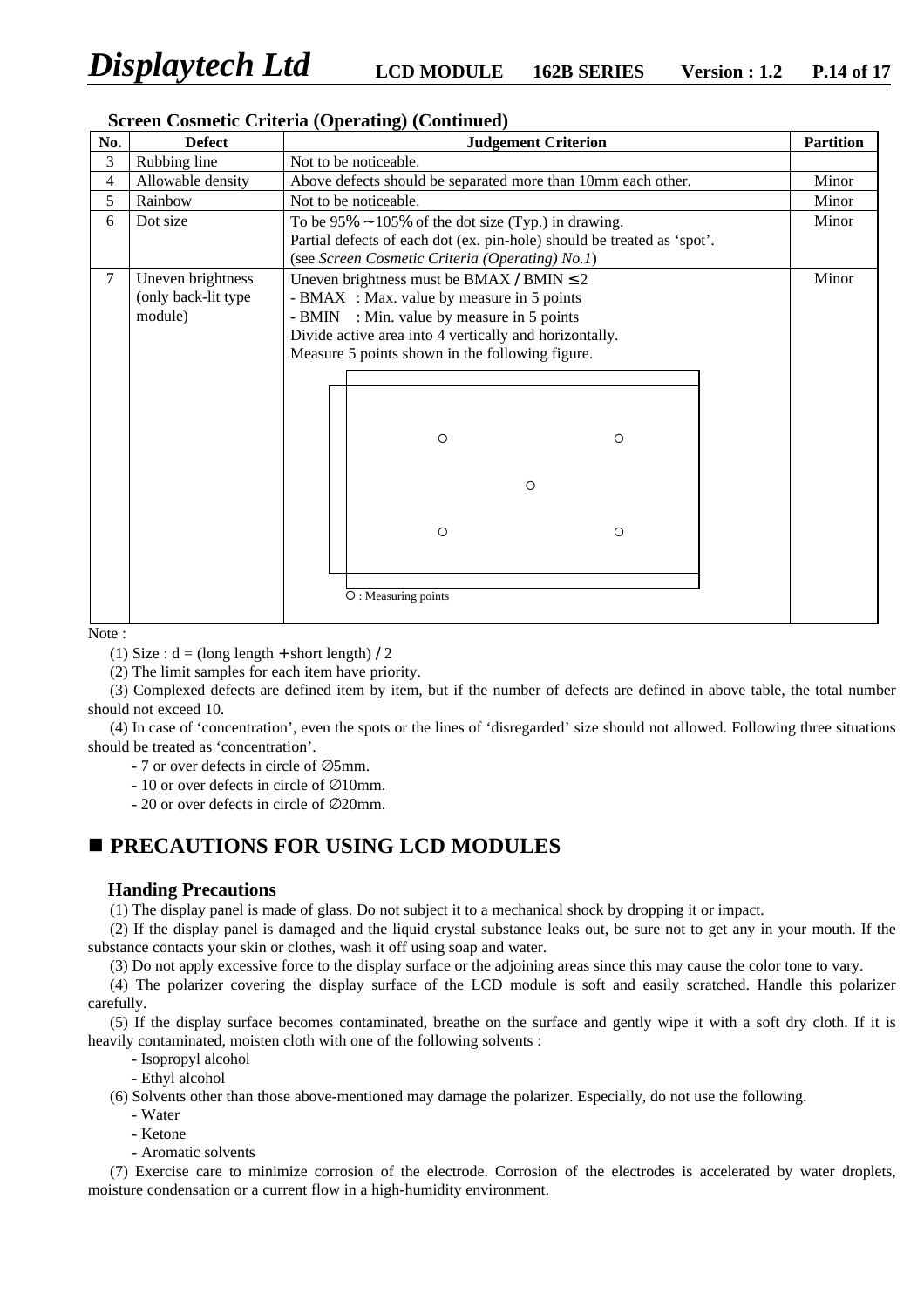**Screen Cosmetic Criteria (Operating) (Continued)**

| No. | Defect | Judgement Criterion | Partition |
|---|---|---|---|
| 3 | Rubbing line | Not to be noticeable. | |
| 4 | Allowable density | Above defects should be separated more than 10mm each other. | Minor |
| 5 | Rainbow | Not to be noticeable. | Minor |
| 6 | Dot size | To be 95% ~ 105% of the dot size (Typ.) in drawing.<br>Partial defects of each dot (ex. pin-hole) should be treated as 'spot'.<br>(see *Screen Cosmetic Criteria (Operating) No.1*) | Minor |
| 7 | Uneven brightness (only back-lit type module) | Uneven brightness must be BMAX / BMIN ≤ 2<br>- BMAX : Max. value by measure in 5 points<br>- BMIN : Min. value by measure in 5 points<br>Divide active area into 4 vertically and horizontally.<br>Measure 5 points shown in the following figure.<br>○ : Measuring points | Minor |

Note :

(1) Size : d = (long length + short length) / 2

(2) The limit samples for each item have priority.

(3) Complexed defects are defined item by item, but if the number of defects are defined in above table, the total number should not exceed 10.

(4) In case of 'concentration', even the spots or the lines of 'disregarded' size should not allowed. Following three situations should be treated as 'concentration'.

- 7 or over defects in circle of ∅5mm.
- 10 or over defects in circle of ∅10mm.
- 20 or over defects in circle of ∅20mm.

## ■ PRECAUTIONS FOR USING LCD MODULES

### Handing Precautions

(1) The display panel is made of glass. Do not subject it to a mechanical shock by dropping it or impact.

(2) If the display panel is damaged and the liquid crystal substance leaks out, be sure not to get any in your mouth. If the substance contacts your skin or clothes, wash it off using soap and water.

(3) Do not apply excessive force to the display surface or the adjoining areas since this may cause the color tone to vary.

(4) The polarizer covering the display surface of the LCD module is soft and easily scratched. Handle this polarizer carefully.

(5) If the display surface becomes contaminated, breathe on the surface and gently wipe it with a soft dry cloth. If it is heavily contaminated, moisten cloth with one of the following solvents :

- Isopropyl alcohol
- Ethyl alcohol

(6) Solvents other than those above-mentioned may damage the polarizer. Especially, do not use the following.

- Water
- Ketone
- Aromatic solvents

(7) Exercise care to minimize corrosion of the electrode. Corrosion of the electrodes is accelerated by water droplets, moisture condensation or a current flow in a high-humidity environment.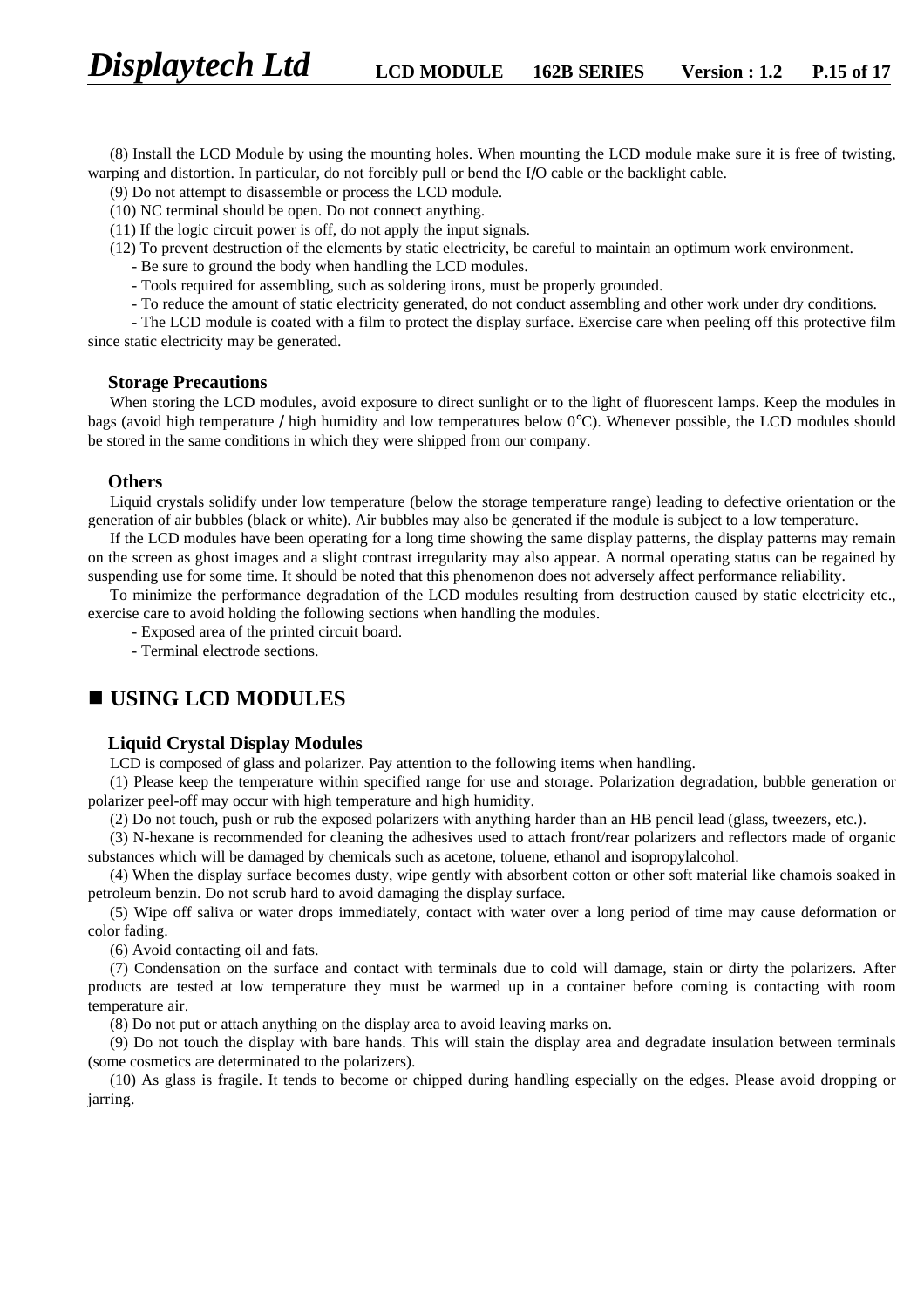(8) Install the LCD Module by using the mounting holes. When mounting the LCD module make sure it is free of twisting, warping and distortion. In particular, do not forcibly pull or bend the I/O cable or the backlight cable.

(9) Do not attempt to disassemble or process the LCD module.

(10) NC terminal should be open. Do not connect anything.

(11) If the logic circuit power is off, do not apply the input signals.

(12) To prevent destruction of the elements by static electricity, be careful to maintain an optimum work environment.

- Be sure to ground the body when handling the LCD modules.
- Tools required for assembling, such as soldering irons, must be properly grounded.
- To reduce the amount of static electricity generated, do not conduct assembling and other work under dry conditions.
- The LCD module is coated with a film to protect the display surface. Exercise care when peeling off this protective film since static electricity may be generated.

### Storage Precautions

When storing the LCD modules, avoid exposure to direct sunlight or to the light of fluorescent lamps. Keep the modules in bags (avoid high temperature / high humidity and low temperatures below 0℃). Whenever possible, the LCD modules should be stored in the same conditions in which they were shipped from our company.

### Others

Liquid crystals solidify under low temperature (below the storage temperature range) leading to defective orientation or the generation of air bubbles (black or white). Air bubbles may also be generated if the module is subject to a low temperature.

If the LCD modules have been operating for a long time showing the same display patterns, the display patterns may remain on the screen as ghost images and a slight contrast irregularity may also appear. A normal operating status can be regained by suspending use for some time. It should be noted that this phenomenon does not adversely affect performance reliability.

To minimize the performance degradation of the LCD modules resulting from destruction caused by static electricity etc., exercise care to avoid holding the following sections when handling the modules.

- Exposed area of the printed circuit board.
- Terminal electrode sections.

## ■ USING LCD MODULES

### Liquid Crystal Display Modules

LCD is composed of glass and polarizer. Pay attention to the following items when handling.

(1) Please keep the temperature within specified range for use and storage. Polarization degradation, bubble generation or polarizer peel-off may occur with high temperature and high humidity.

(2) Do not touch, push or rub the exposed polarizers with anything harder than an HB pencil lead (glass, tweezers, etc.).

(3) N-hexane is recommended for cleaning the adhesives used to attach front/rear polarizers and reflectors made of organic substances which will be damaged by chemicals such as acetone, toluene, ethanol and isopropylalcohol.

(4) When the display surface becomes dusty, wipe gently with absorbent cotton or other soft material like chamois soaked in petroleum benzin. Do not scrub hard to avoid damaging the display surface.

(5) Wipe off saliva or water drops immediately, contact with water over a long period of time may cause deformation or color fading.

(6) Avoid contacting oil and fats.

(7) Condensation on the surface and contact with terminals due to cold will damage, stain or dirty the polarizers. After products are tested at low temperature they must be warmed up in a container before coming is contacting with room temperature air.

(8) Do not put or attach anything on the display area to avoid leaving marks on.

(9) Do not touch the display with bare hands. This will stain the display area and degradate insulation between terminals (some cosmetics are determinated to the polarizers).

(10) As glass is fragile. It tends to become or chipped during handling especially on the edges. Please avoid dropping or jarring.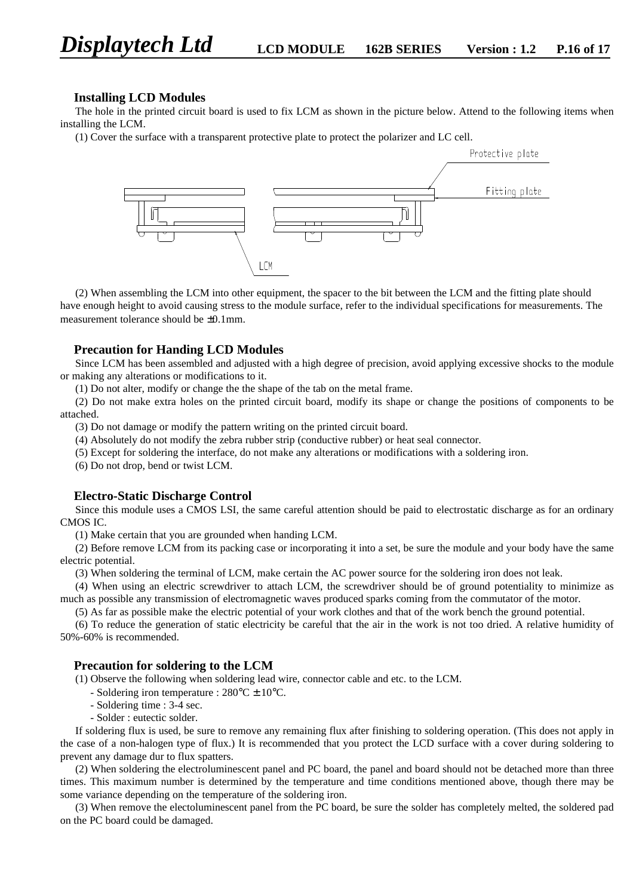### Installing LCD Modules

The hole in the printed circuit board is used to fix LCM as shown in the picture below. Attend to the following items when installing the LCM.

(1) Cover the surface with a transparent protective plate to protect the polarizer and LC cell.

(2) When assembling the LCM into other equipment, the spacer to the bit between the LCM and the fitting plate should have enough height to avoid causing stress to the module surface, refer to the individual specifications for measurements. The measurement tolerance should be ±0.1mm.

### Precaution for Handing LCD Modules

Since LCM has been assembled and adjusted with a high degree of precision, avoid applying excessive shocks to the module or making any alterations or modifications to it.

(1) Do not alter, modify or change the the shape of the tab on the metal frame.

(2) Do not make extra holes on the printed circuit board, modify its shape or change the positions of components to be attached.

(3) Do not damage or modify the pattern writing on the printed circuit board.

(4) Absolutely do not modify the zebra rubber strip (conductive rubber) or heat seal connector.

(5) Except for soldering the interface, do not make any alterations or modifications with a soldering iron.

(6) Do not drop, bend or twist LCM.

### Electro-Static Discharge Control

Since this module uses a CMOS LSI, the same careful attention should be paid to electrostatic discharge as for an ordinary CMOS IC.

(1) Make certain that you are grounded when handing LCM.

(2) Before remove LCM from its packing case or incorporating it into a set, be sure the module and your body have the same electric potential.

(3) When soldering the terminal of LCM, make certain the AC power source for the soldering iron does not leak.

(4) When using an electric screwdriver to attach LCM, the screwdriver should be of ground potentiality to minimize as much as possible any transmission of electromagnetic waves produced sparks coming from the commutator of the motor.

(5) As far as possible make the electric potential of your work clothes and that of the work bench the ground potential.

(6) To reduce the generation of static electricity be careful that the air in the work is not too dried. A relative humidity of 50%-60% is recommended.

### Precaution for soldering to the LCM

(1) Observe the following when soldering lead wire, connector cable and etc. to the LCM.

- Soldering iron temperature : 280°C ± 10°C.
- Soldering time : 3-4 sec.
- Solder : eutectic solder.

If soldering flux is used, be sure to remove any remaining flux after finishing to soldering operation. (This does not apply in the case of a non-halogen type of flux.) It is recommended that you protect the LCD surface with a cover during soldering to prevent any damage dur to flux spatters.

(2) When soldering the electroluminescent panel and PC board, the panel and board should not be detached more than three times. This maximum number is determined by the temperature and time conditions mentioned above, though there may be some variance depending on the temperature of the soldering iron.

(3) When remove the electoluminescent panel from the PC board, be sure the solder has completely melted, the soldered pad on the PC board could be damaged.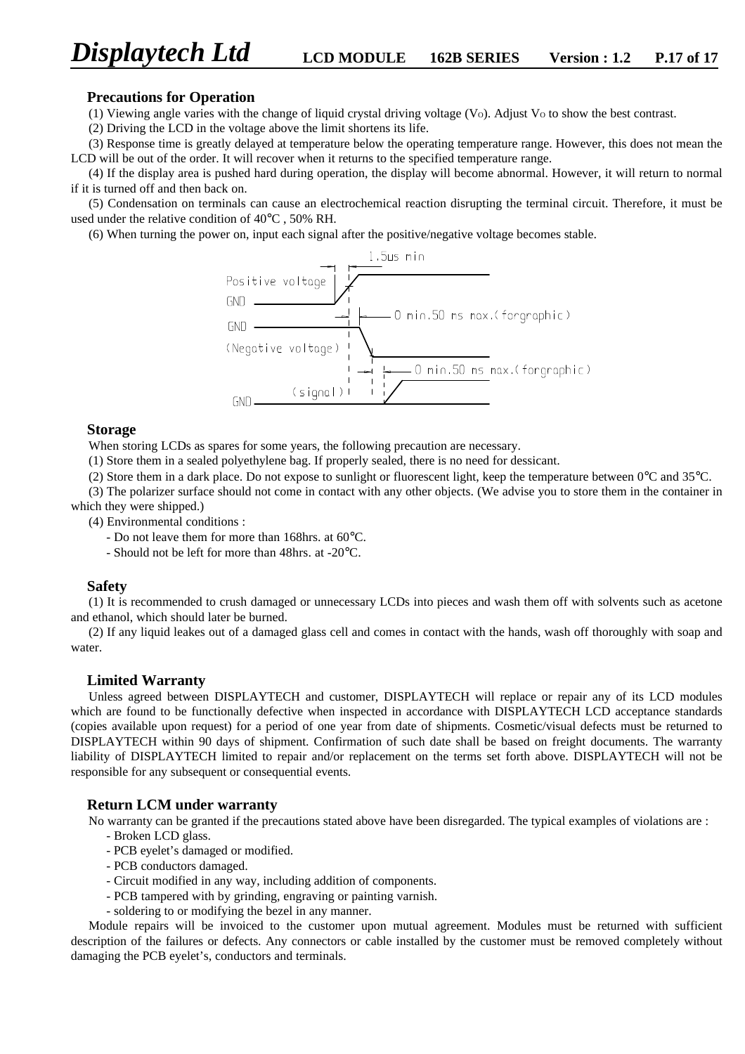## Precautions for Operation

(1) Viewing angle varies with the change of liquid crystal driving voltage ($V_O$). Adjust $V_O$ to show the best contrast.

(2) Driving the LCD in the voltage above the limit shortens its life.

(3) Response time is greatly delayed at temperature below the operating temperature range. However, this does not mean the LCD will be out of the order. It will recover when it returns to the specified temperature range.

(4) If the display area is pushed hard during operation, the display will become abnormal. However, it will return to normal if it is turned off and then back on.

(5) Condensation on terminals can cause an electrochemical reaction disrupting the terminal circuit. Therefore, it must be used under the relative condition of 40°C , 50% RH.

(6) When turning the power on, input each signal after the positive/negative voltage becomes stable.

1.5us min

Positive voltage

GND

0 min.50 ms max.(forgraphic)

GND

(Negative voltage)

0 min.50 ms max.(forgraphic)

(signal)

GND

## Storage

When storing LCDs as spares for some years, the following precaution are necessary.

(1) Store them in a sealed polyethylene bag. If properly sealed, there is no need for dessicant.

(2) Store them in a dark place. Do not expose to sunlight or fluorescent light, keep the temperature between 0°C and 35°C.

(3) The polarizer surface should not come in contact with any other objects. (We advise you to store them in the container in which they were shipped.)

(4) Environmental conditions :

- Do not leave them for more than 168hrs. at 60°C.
- Should not be left for more than 48hrs. at -20°C.

## Safety

(1) It is recommended to crush damaged or unnecessary LCDs into pieces and wash them off with solvents such as acetone and ethanol, which should later be burned.

(2) If any liquid leakes out of a damaged glass cell and comes in contact with the hands, wash off thoroughly with soap and water.

## Limited Warranty

Unless agreed between DISPLAYTECH and customer, DISPLAYTECH will replace or repair any of its LCD modules which are found to be functionally defective when inspected in accordance with DISPLAYTECH LCD acceptance standards (copies available upon request) for a period of one year from date of shipments. Cosmetic/visual defects must be returned to DISPLAYTECH within 90 days of shipment. Confirmation of such date shall be based on freight documents. The warranty liability of DISPLAYTECH limited to repair and/or replacement on the terms set forth above. DISPLAYTECH will not be responsible for any subsequent or consequential events.

## Return LCM under warranty

No warranty can be granted if the precautions stated above have been disregarded. The typical examples of violations are :

- Broken LCD glass.
- PCB eyelet's damaged or modified.
- PCB conductors damaged.
- Circuit modified in any way, including addition of components.
- PCB tampered with by grinding, engraving or painting varnish.
- soldering to or modifying the bezel in any manner.

Module repairs will be invoiced to the customer upon mutual agreement. Modules must be returned with sufficient description of the failures or defects. Any connectors or cable installed by the customer must be removed completely without damaging the PCB eyelet's, conductors and terminals.